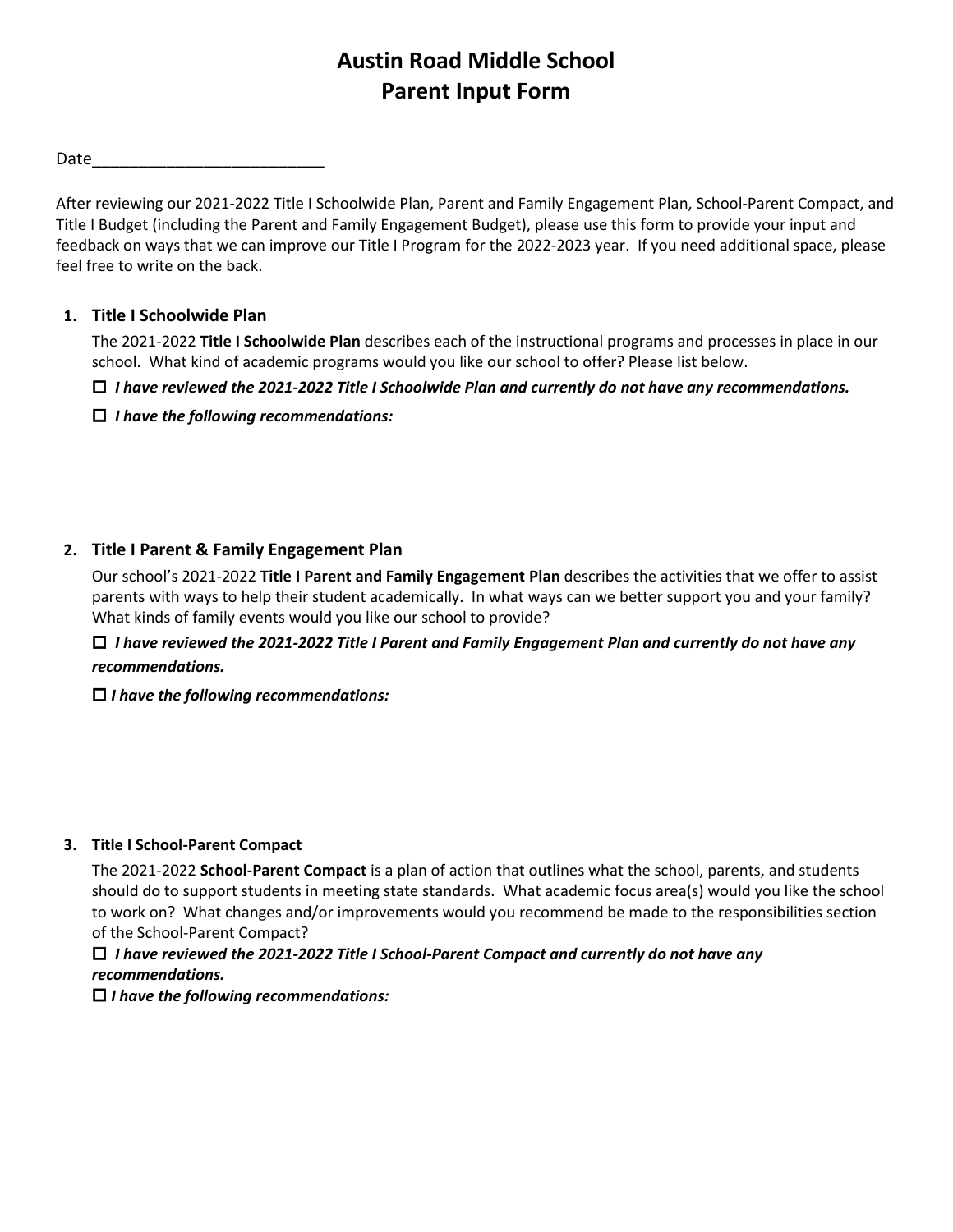# Austin Road Middle School
# Parent Input Form

Date_________________________

After reviewing our 2021-2022 Title I Schoolwide Plan, Parent and Family Engagement Plan, School-Parent Compact, and Title I Budget (including the Parent and Family Engagement Budget), please use this form to provide your input and feedback on ways that we can improve our Title I Program for the 2022-2023 year. If you need additional space, please feel free to write on the back.

1. **Title I Schoolwide Plan**

   The 2021-2022 **Title I Schoolwide Plan** describes each of the instructional programs and processes in place in our school. What kind of academic programs would you like our school to offer? Please list below.

   ☐ ***I have reviewed the 2021-2022 Title I Schoolwide Plan and currently do not have any recommendations.***

   ☐ ***I have the following recommendations:***

2. **Title I Parent & Family Engagement Plan**

   Our school's 2021-2022 **Title I Parent and Family Engagement Plan** describes the activities that we offer to assist parents with ways to help their student academically. In what ways can we better support you and your family? What kinds of family events would you like our school to provide?

   ☐ ***I have reviewed the 2021-2022 Title I Parent and Family Engagement Plan and currently do not have any recommendations.***

   ☐ ***I have the following recommendations:***

3. **Title I School-Parent Compact**

   The 2021-2022 **School-Parent Compact** is a plan of action that outlines what the school, parents, and students should do to support students in meeting state standards. What academic focus area(s) would you like the school to work on? What changes and/or improvements would you recommend be made to the responsibilities section of the School-Parent Compact?

   ☐ ***I have reviewed the 2021-2022 Title I School-Parent Compact and currently do not have any recommendations.***

   ☐ ***I have the following recommendations:***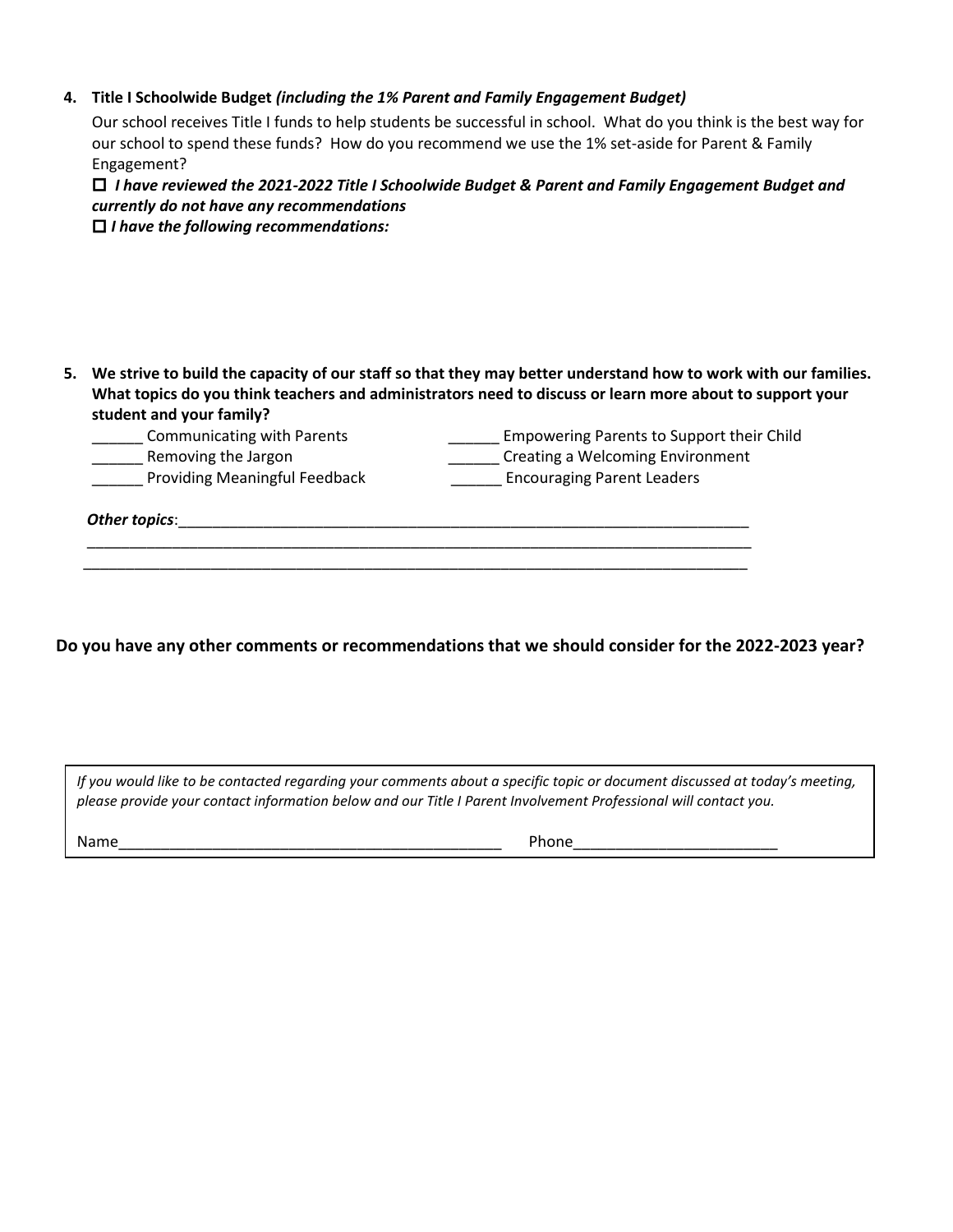4. **Title I Schoolwide Budget** ***(including the 1% Parent and Family Engagement Budget)***

   Our school receives Title I funds to help students be successful in school. What do you think is the best way for our school to spend these funds? How do you recommend we use the 1% set-aside for Parent & Family Engagement?

   ☐ ***I have reviewed the 2021-2022 Title I Schoolwide Budget & Parent and Family Engagement Budget and currently do not have any recommendations***

   ☐ ***I have the following recommendations:***

5. **We strive to build the capacity of our staff so that they may better understand how to work with our families. What topics do you think teachers and administrators need to discuss or learn more about to support your student and your family?**

   ______ Communicating with Parents

   ______ Removing the Jargon

   ______ Providing Meaningful Feedback

   ______ Empowering Parents to Support their Child

   ______ Creating a Welcoming Environment

   ______ Encouraging Parent Leaders

   ***Other topics***:_____________________________________________________________________

   ___________________________________________________________________________________

   ___________________________________________________________________________________

**Do you have any other comments or recommendations that we should consider for the 2022-2023 year?**

*If you would like to be contacted regarding your comments about a specific topic or document discussed at today's meeting, please provide your contact information below and our Title I Parent Involvement Professional will contact you.*

Name_______________________________________________ Phone________________________